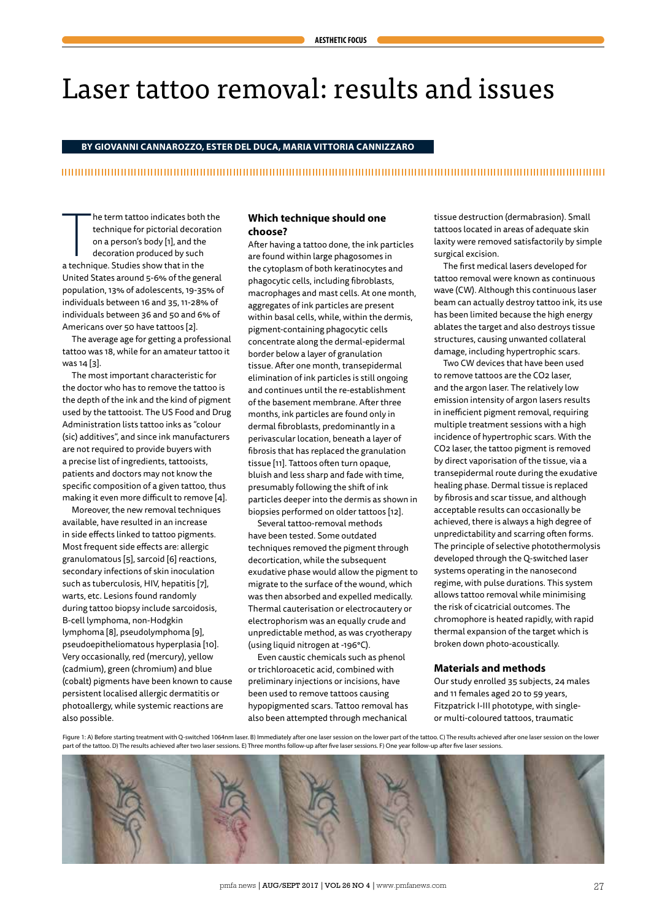# Laser tattoo removal: results and issues

**BY GIOVANNI CANNAROZZO, ESTER DEL DUCA, MARIA VITTORIA CANNIZZARO**

The term tattoo indicates both the technique for pictorial decoration on a person's body [1], and the decoration produced by such a technique. Studies show that in the United States around 5-6% of the general population, 13% of adolescents, 19-35% of individuals between 16 and 35, 11-28% of individuals between 36 and 50 and 6% of Americans over 50 have tattoos [2].

The average age for getting a professional tattoo was 18, while for an amateur tattoo it was 14 [3].

The most important characteristic for the doctor who has to remove the tattoo is the depth of the ink and the kind of pigment used by the tattooist. The US Food and Drug Administration lists tattoo inks as "colour (sic) additives", and since ink manufacturers are not required to provide buyers with a precise list of ingredients, tattooists, patients and doctors may not know the specific composition of a given tattoo, thus making it even more difficult to remove [4].

Moreover, the new removal techniques available, have resulted in an increase in side effects linked to tattoo pigments. Most frequent side effects are: allergic granulomatous [5], sarcoid [6] reactions, secondary infections of skin inoculation such as tuberculosis, HIV, hepatitis [7], warts, etc. Lesions found randomly during tattoo biopsy include sarcoidosis, B-cell lymphoma, non-Hodgkin lymphoma [8], pseudolymphoma [9], pseudoepitheliomatous hyperplasia [10]. Very occasionally, red (mercury), yellow (cadmium), green (chromium) and blue (cobalt) pigments have been known to cause persistent localised allergic dermatitis or photoallergy, while systemic reactions are also possible.

### Which technique should one choose?

After having a tattoo done, the ink particles are found within large phagosomes in the cytoplasm of both keratinocytes and phagocytic cells, including fibroblasts, macrophages and mast cells. At one month, aggregates of ink particles are present within basal cells, while, within the dermis, pigment-containing phagocytic cells concentrate along the dermal-epidermal border below a layer of granulation tissue. After one month, transepidermal elimination of ink particles is still ongoing and continues until the re-establishment of the basement membrane. After three months, ink particles are found only in dermal fibroblasts, predominantly in a perivascular location, beneath a layer of fibrosis that has replaced the granulation tissue [11]. Tattoos often turn opaque, bluish and less sharp and fade with time, presumably following the shift of ink particles deeper into the dermis as shown in biopsies performed on older tattoos [12].

Several tattoo-removal methods have been tested. Some outdated techniques removed the pigment through decortication, while the subsequent exudative phase would allow the pigment to migrate to the surface of the wound, which was then absorbed and expelled medically. Thermal cauterisation or electrocautery or electrophorism was an equally crude and unpredictable method, as was cryotherapy (using liquid nitrogen at -196°C).

Even caustic chemicals such as phenol or trichloroacetic acid, combined with preliminary injections or incisions, have been used to remove tattoos causing hypopigmented scars. Tattoo removal has also been attempted through mechanical tissue destruction (dermabrasion). Small tattoos located in areas of adequate skin laxity were removed satisfactorily by simple surgical excision.

The first medical lasers developed for tattoo removal were known as continuous wave (CW). Although this continuous laser beam can actually destroy tattoo ink, its use has been limited because the high energy ablates the target and also destroys tissue structures, causing unwanted collateral damage, including hypertrophic scars.

Two CW devices that have been used to remove tattoos are the $CO_2$ laser, and the argon laser. The relatively low emission intensity of argon lasers results in inefficient pigment removal, requiring multiple treatment sessions with a high incidence of hypertrophic scars. With the $CO_2$ laser, the tattoo pigment is removed by direct vaporisation of the tissue, via a transepidermal route during the exudative healing phase. Dermal tissue is replaced by fibrosis and scar tissue, and although acceptable results can occasionally be achieved, there is always a high degree of unpredictability and scarring often forms. The principle of selective photothermolysis developed through the Q-switched laser systems operating in the nanosecond regime, with pulse durations. This system allows tattoo removal while minimising the risk of cicatricial outcomes. The chromophore is heated rapidly, with rapid thermal expansion of the target which is broken down photo-acoustically.

### Materials and methods

Our study enrolled 35 subjects, 24 males and 11 females aged 20 to 59 years, Fitzpatrick I-III phototype, with single- or multi-coloured tattoos, traumatic

Figure 1: A) Before starting treatment with Q-switched 1064nm laser. B) Immediately after one laser session on the lower part of the tattoo. C) The results achieved after one laser session on the lower part of the tattoo. D) The results achieved after two laser sessions. E) Three months follow-up after five laser sessions. F) One year follow-up after five laser sessions.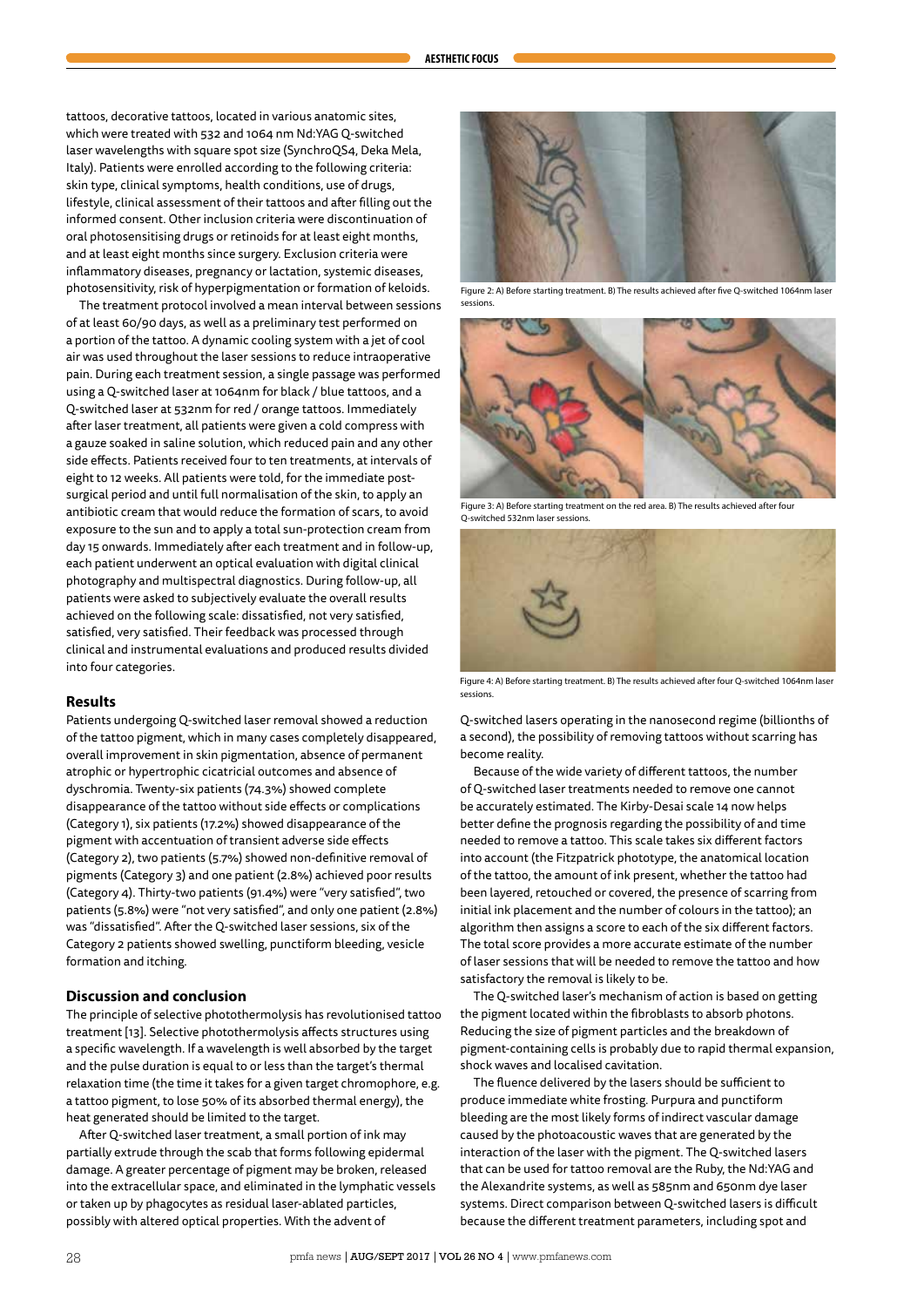tattoos, decorative tattoos, located in various anatomic sites, which were treated with 532 and 1064 nm Nd:YAG Q-switched laser wavelengths with square spot size (SynchroQS4, Deka Mela, Italy). Patients were enrolled according to the following criteria: skin type, clinical symptoms, health conditions, use of drugs, lifestyle, clinical assessment of their tattoos and after filling out the informed consent. Other inclusion criteria were discontinuation of oral photosensitising drugs or retinoids for at least eight months, and at least eight months since surgery. Exclusion criteria were inflammatory diseases, pregnancy or lactation, systemic diseases, photosensitivity, risk of hyperpigmentation or formation of keloids.

The treatment protocol involved a mean interval between sessions of at least 60/90 days, as well as a preliminary test performed on a portion of the tattoo. A dynamic cooling system with a jet of cool air was used throughout the laser sessions to reduce intraoperative pain. During each treatment session, a single passage was performed using a Q-switched laser at 1064nm for black / blue tattoos, and a Q-switched laser at 532nm for red / orange tattoos. Immediately after laser treatment, all patients were given a cold compress with a gauze soaked in saline solution, which reduced pain and any other side effects. Patients received four to ten treatments, at intervals of eight to 12 weeks. All patients were told, for the immediate post-surgical period and until full normalisation of the skin, to apply an antibiotic cream that would reduce the formation of scars, to avoid exposure to the sun and to apply a total sun-protection cream from day 15 onwards. Immediately after each treatment and in follow-up, each patient underwent an optical evaluation with digital clinical photography and multispectral diagnostics. During follow-up, all patients were asked to subjectively evaluate the overall results achieved on the following scale: dissatisfied, not very satisfied, satisfied, very satisfied. Their feedback was processed through clinical and instrumental evaluations and produced results divided into four categories.

## Results

Patients undergoing Q-switched laser removal showed a reduction of the tattoo pigment, which in many cases completely disappeared, overall improvement in skin pigmentation, absence of permanent atrophic or hypertrophic cicatricial outcomes and absence of dyschromia. Twenty-six patients (74.3%) showed complete disappearance of the tattoo without side effects or complications (Category 1), six patients (17.2%) showed disappearance of the pigment with accentuation of transient adverse side effects (Category 2), two patients (5.7%) showed non-definitive removal of pigments (Category 3) and one patient (2.8%) achieved poor results (Category 4). Thirty-two patients (91.4%) were "very satisfied", two patients (5.8%) were "not very satisfied", and only one patient (2.8%) was "dissatisfied". After the Q-switched laser sessions, six of the Category 2 patients showed swelling, punctiform bleeding, vesicle formation and itching.

## Discussion and conclusion

The principle of selective photothermolysis has revolutionised tattoo treatment [13]. Selective photothermolysis affects structures using a specific wavelength. If a wavelength is well absorbed by the target and the pulse duration is equal to or less than the target's thermal relaxation time (the time it takes for a given target chromophore, e.g. a tattoo pigment, to lose 50% of its absorbed thermal energy), the heat generated should be limited to the target.

After Q-switched laser treatment, a small portion of ink may partially extrude through the scab that forms following epidermal damage. A greater percentage of pigment may be broken, released into the extracellular space, and eliminated in the lymphatic vessels or taken up by phagocytes as residual laser-ablated particles, possibly with altered optical properties. With the advent of Q-switched lasers operating in the nanosecond regime (billionths of a second), the possibility of removing tattoos without scarring has become reality.

Because of the wide variety of different tattoos, the number of Q-switched laser treatments needed to remove one cannot be accurately estimated. The Kirby-Desai scale 14 now helps better define the prognosis regarding the possibility of and time needed to remove a tattoo. This scale takes six different factors into account (the Fitzpatrick phototype, the anatomical location of the tattoo, the amount of ink present, whether the tattoo had been layered, retouched or covered, the presence of scarring from initial ink placement and the number of colours in the tattoo); an algorithm then assigns a score to each of the six different factors. The total score provides a more accurate estimate of the number of laser sessions that will be needed to remove the tattoo and how satisfactory the removal is likely to be.

The Q-switched laser's mechanism of action is based on getting the pigment located within the fibroblasts to absorb photons. Reducing the size of pigment particles and the breakdown of pigment-containing cells is probably due to rapid thermal expansion, shock waves and localised cavitation.

The fluence delivered by the lasers should be sufficient to produce immediate white frosting. Purpura and punctiform bleeding are the most likely forms of indirect vascular damage caused by the photoacoustic waves that are generated by the interaction of the laser with the pigment. The Q-switched lasers that can be used for tattoo removal are the Ruby, the Nd:YAG and the Alexandrite systems, as well as 585nm and 650nm dye laser systems. Direct comparison between Q-switched lasers is difficult because the different treatment parameters, including spot and

Figure 2: A) Before starting treatment. B) The results achieved after five Q-switched 1064nm laser sessions.

Figure 3: A) Before starting treatment on the red area. B) The results achieved after four Q-switched 532nm laser sessions.

Figure 4: A) Before starting treatment. B) The results achieved after four Q-switched 1064nm laser sessions.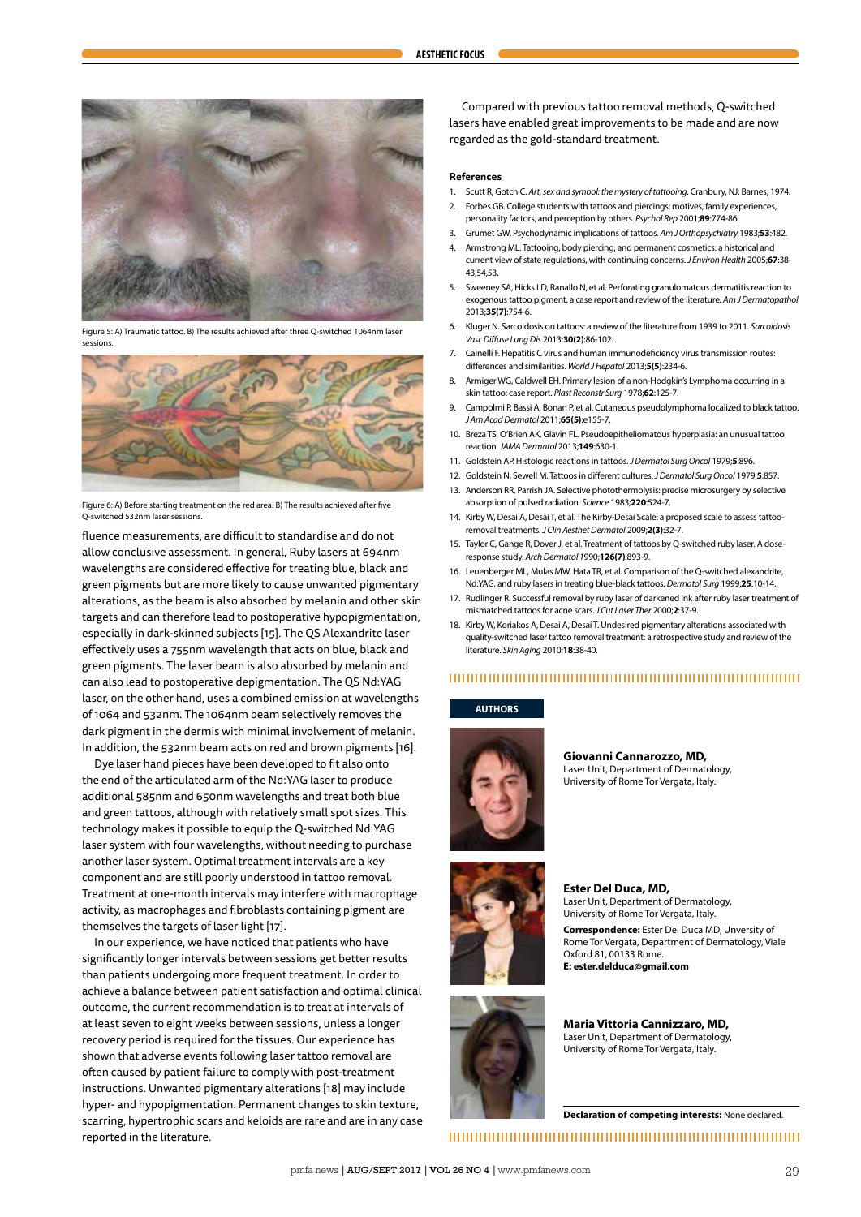Figure 5: A) Traumatic tattoo. B) The results achieved after three Q-switched 1064nm laser sessions.

Figure 6: A) Before starting treatment on the red area. B) The results achieved after five Q-switched 532nm laser sessions.

fluence measurements, are difficult to standardise and do not allow conclusive assessment. In general, Ruby lasers at 694nm wavelengths are considered effective for treating blue, black and green pigments but are more likely to cause unwanted pigmentary alterations, as the beam is also absorbed by melanin and other skin targets and can therefore lead to postoperative hypopigmentation, especially in dark-skinned subjects [15]. The QS Alexandrite laser effectively uses a 755nm wavelength that acts on blue, black and green pigments. The laser beam is also absorbed by melanin and can also lead to postoperative depigmentation. The QS Nd:YAG laser, on the other hand, uses a combined emission at wavelengths of 1064 and 532nm. The 1064nm beam selectively removes the dark pigment in the dermis with minimal involvement of melanin. In addition, the 532nm beam acts on red and brown pigments [16].

Dye laser hand pieces have been developed to fit also onto the end of the articulated arm of the Nd:YAG laser to produce additional 585nm and 650nm wavelengths and treat both blue and green tattoos, although with relatively small spot sizes. This technology makes it possible to equip the Q-switched Nd:YAG laser system with four wavelengths, without needing to purchase another laser system. Optimal treatment intervals are a key component and are still poorly understood in tattoo removal. Treatment at one-month intervals may interfere with macrophage activity, as macrophages and fibroblasts containing pigment are themselves the targets of laser light [17].

In our experience, we have noticed that patients who have significantly longer intervals between sessions get better results than patients undergoing more frequent treatment. In order to achieve a balance between patient satisfaction and optimal clinical outcome, the current recommendation is to treat at intervals of at least seven to eight weeks between sessions, unless a longer recovery period is required for the tissues. Our experience has shown that adverse events following laser tattoo removal are often caused by patient failure to comply with post-treatment instructions. Unwanted pigmentary alterations [18] may include hyper- and hypopigmentation. Permanent changes to skin texture, scarring, hypertrophic scars and keloids are rare and are in any case reported in the literature.

Compared with previous tattoo removal methods, Q-switched lasers have enabled great improvements to be made and are now regarded as the gold-standard treatment.

## References

1. Scutt R, Gotch C. *Art, sex and symbol: the mystery of tattooing*. Cranbury, NJ: Barnes; 1974.
2. Forbes GB. College students with tattoos and piercings: motives, family experiences, personality factors, and perception by others. *Psychol Rep* 2001;**89**:774-86.
3. Grumet GW. Psychodynamic implications of tattoos. *Am J Orthopsychiatry* 1983;**53**:482.
4. Armstrong ML. Tattooing, body piercing, and permanent cosmetics: a historical and current view of state regulations, with continuing concerns. *J Environ Health* 2005;**67**:38-43,54,53.
5. Sweeney SA, Hicks LD, Ranallo N, et al. Perforating granulomatous dermatitis reaction to exogenous tattoo pigment: a case report and review of the literature. *Am J Dermatopathol* 2013;**35(7)**:754-6.
6. Kluger N. Sarcoidosis on tattoos: a review of the literature from 1939 to 2011. *Sarcoidosis Vasc Diffuse Lung Dis* 2013;**30(2)**:86-102.
7. Cainelli F. Hepatitis C virus and human immunodeficiency virus transmission routes: differences and similarities. *World J Hepatol* 2013;**5(5)**:234-6.
8. Armiger WG, Caldwell EH. Primary lesion of a non-Hodgkin's Lymphoma occurring in a skin tattoo: case report. *Plast Reconstr Surg* 1978;**62**:125-7.
9. Campolmi P, Bassi A, Bonan P, et al. Cutaneous pseudolymphoma localized to black tattoo. *J Am Acad Dermatol* 2011;**65(5)**:e155-7.
10. Breza TS, O'Brien AK, Glavin FL. Pseudoepitheliomatous hyperplasia: an unusual tattoo reaction. *JAMA Dermatol* 2013;**149**:630-1.
11. Goldstein AP. Histologic reactions in tattoos. *J Dermatol Surg Oncol* 1979;**5**:896.
12. Goldstein N, Sewell M. Tattoos in different cultures. *J Dermatol Surg Oncol* 1979;**5**:857.
13. Anderson RR, Parrish JA. Selective photothermolysis: precise microsurgery by selective absorption of pulsed radiation. *Science* 1983;**220**:524-7.
14. Kirby W, Desai A, Desai T, et al. The Kirby-Desai Scale: a proposed scale to assess tattoo-removal treatments. *J Clin Aesthet Dermatol* 2009;**2(3)**:32-7.
15. Taylor C, Gange R, Dover J, et al. Treatment of tattoos by Q-switched ruby laser. A dose-response study. *Arch Dermatol* 1990;**126(7)**:893-9.
16. Leuenberger ML, Mulas MW, Hata TR, et al. Comparison of the Q-switched alexandrite, Nd:YAG, and ruby lasers in treating blue-black tattoos. *Dermatol Surg* 1999;**25**:10-14.
17. Rudlinger R. Successful removal by ruby laser of darkened ink after ruby laser treatment of mismatched tattoos for acne scars. *J Cut Laser Ther* 2000;**2**:37-9.
18. Kirby W, Koriakos A, Desai A, Desai T. Undesired pigmentary alterations associated with quality-switched laser tattoo removal treatment: a retrospective study and review of the literature. *Skin Aging* 2010;**18**:38-40.

## AUTHORS

**Giovanni Cannarozzo, MD,**
Laser Unit, Department of Dermatology, University of Rome Tor Vergata, Italy.

**Ester Del Duca, MD,**
Laser Unit, Department of Dermatology, University of Rome Tor Vergata, Italy.
**Correspondence:** Ester Del Duca MD, Unversity of Rome Tor Vergata, Department of Dermatology, Viale Oxford 81, 00133 Rome.
**E: ester.delduca@gmail.com**

**Maria Vittoria Cannizzaro, MD,**
Laser Unit, Department of Dermatology, University of Rome Tor Vergata, Italy.

**Declaration of competing interests:** None declared.